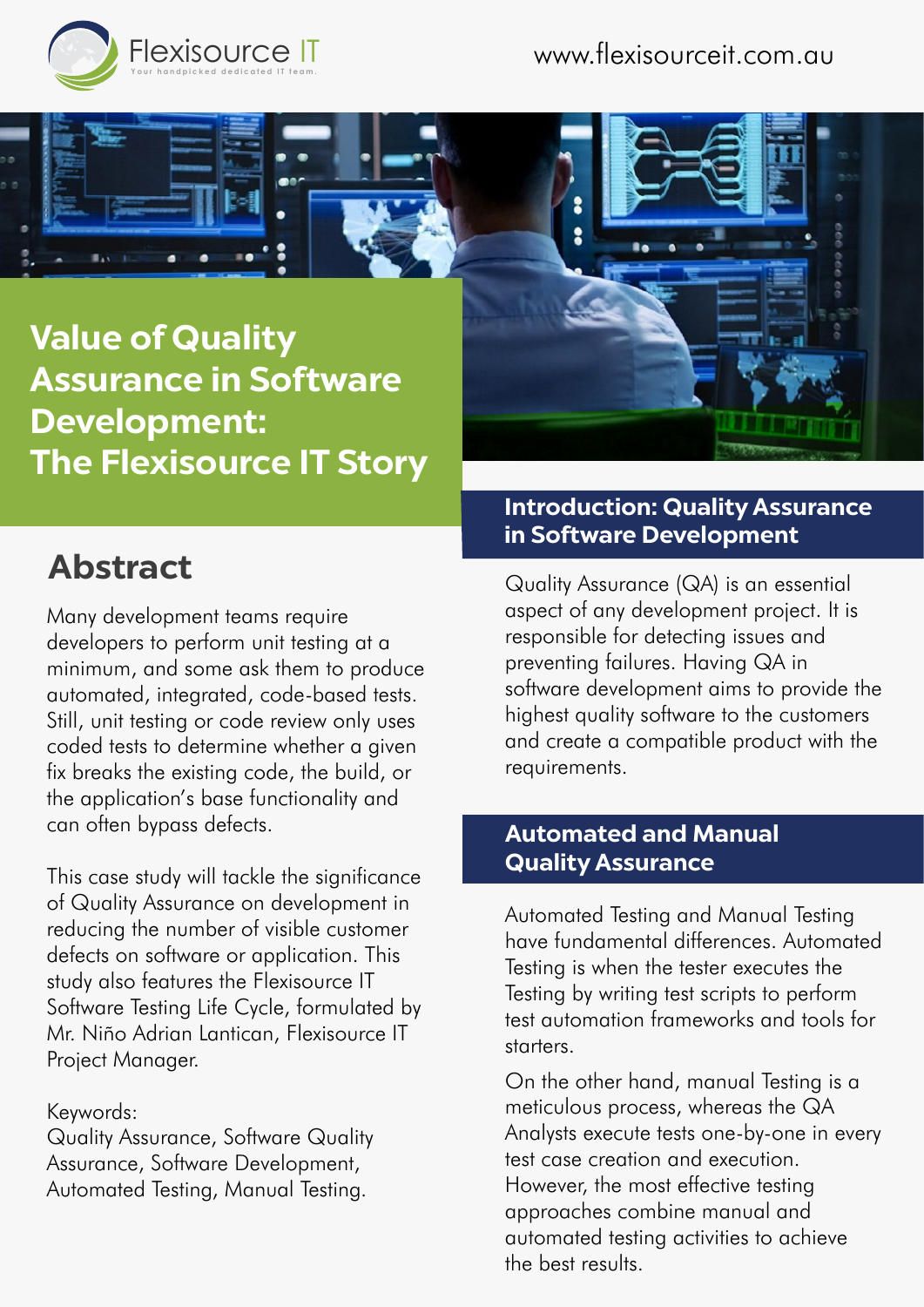Flexisource IT

Your handpicked dedicated IT team.

www.flexisourceit.com.au

# Value of Quality Assurance in Software Development: The Flexisource IT Story

## Abstract

Many development teams require developers to perform unit testing at a minimum, and some ask them to produce automated, integrated, code-based tests. Still, unit testing or code review only uses coded tests to determine whether a given fix breaks the existing code, the build, or the application's base functionality and can often bypass defects.

This case study will tackle the significance of Quality Assurance on development in reducing the number of visible customer defects on software or application. This study also features the Flexisource IT Software Testing Life Cycle, formulated by Mr. Niño Adrian Lantican, Flexisource IT Project Manager.

Keywords:
Quality Assurance, Software Quality Assurance, Software Development, Automated Testing, Manual Testing.

## Introduction: Quality Assurance in Software Development

Quality Assurance (QA) is an essential aspect of any development project. It is responsible for detecting issues and preventing failures. Having QA in software development aims to provide the highest quality software to the customers and create a compatible product with the requirements.

## Automated and Manual Quality Assurance

Automated Testing and Manual Testing have fundamental differences. Automated Testing is when the tester executes the Testing by writing test scripts to perform test automation frameworks and tools for starters.

On the other hand, manual Testing is a meticulous process, whereas the QA Analysts execute tests one-by-one in every test case creation and execution. However, the most effective testing approaches combine manual and automated testing activities to achieve the best results.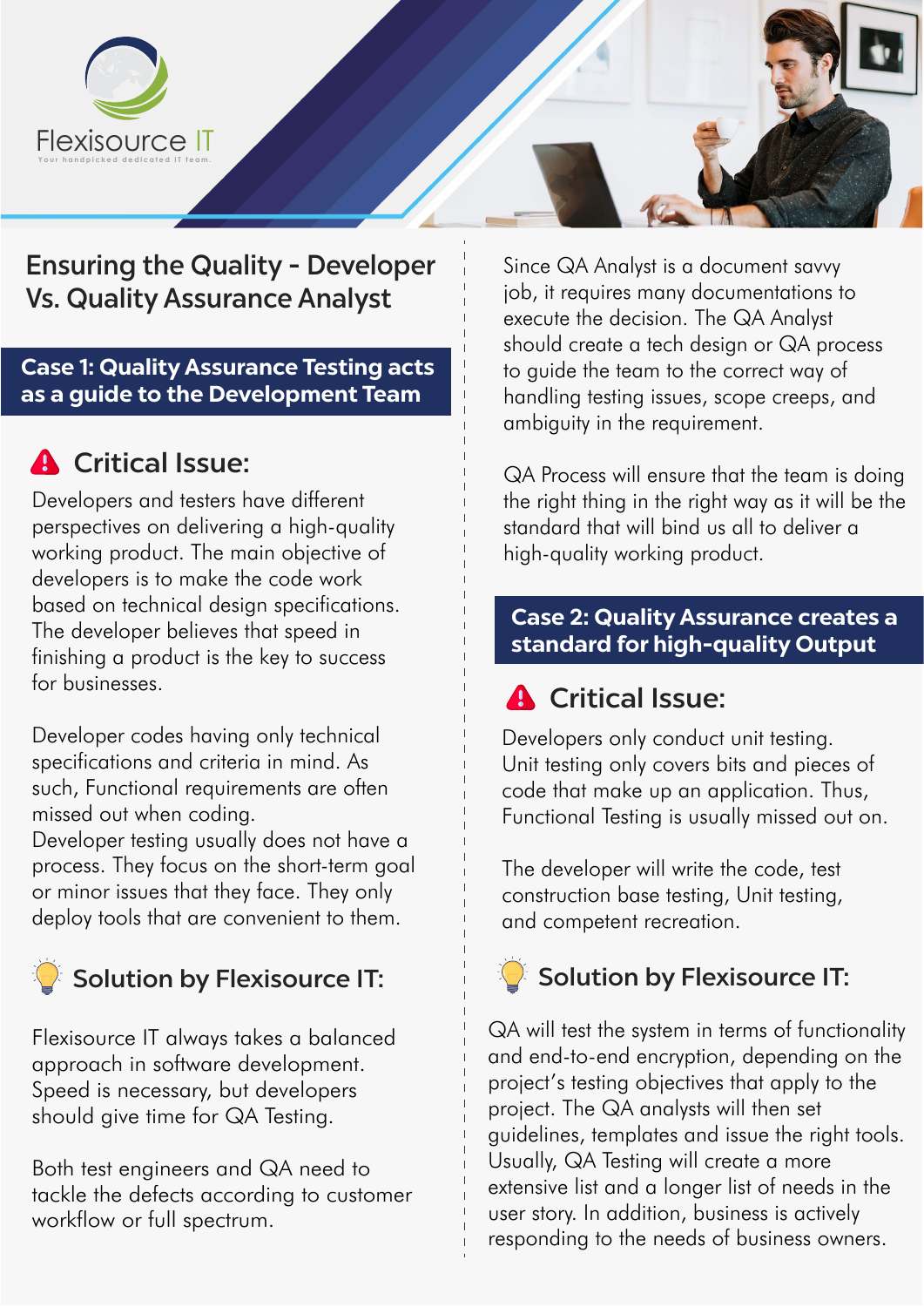Flexisource IT

Your handpicked dedicated IT team.

# Ensuring the Quality - Developer Vs. Quality Assurance Analyst

## Case 1: Quality Assurance Testing acts as a guide to the Development Team

### Critical Issue:

Developers and testers have different perspectives on delivering a high-quality working product. The main objective of developers is to make the code work based on technical design specifications. The developer believes that speed in finishing a product is the key to success for businesses.

Developer codes having only technical specifications and criteria in mind. As such, Functional requirements are often missed out when coding.
Developer testing usually does not have a process. They focus on the short-term goal or minor issues that they face. They only deploy tools that are convenient to them.

### Solution by Flexisource IT:

Flexisource IT always takes a balanced approach in software development. Speed is necessary, but developers should give time for QA Testing.

Both test engineers and QA need to tackle the defects according to customer workflow or full spectrum.

Since QA Analyst is a document savvy job, it requires many documentations to execute the decision. The QA Analyst should create a tech design or QA process to guide the team to the correct way of handling testing issues, scope creeps, and ambiguity in the requirement.

QA Process will ensure that the team is doing the right thing in the right way as it will be the standard that will bind us all to deliver a high-quality working product.

## Case 2: Quality Assurance creates a standard for high-quality Output

### Critical Issue:

Developers only conduct unit testing. Unit testing only covers bits and pieces of code that make up an application. Thus, Functional Testing is usually missed out on.

The developer will write the code, test construction base testing, Unit testing, and competent recreation.

### Solution by Flexisource IT:

QA will test the system in terms of functionality and end-to-end encryption, depending on the project's testing objectives that apply to the project. The QA analysts will then set guidelines, templates and issue the right tools. Usually, QA Testing will create a more extensive list and a longer list of needs in the user story. In addition, business is actively responding to the needs of business owners.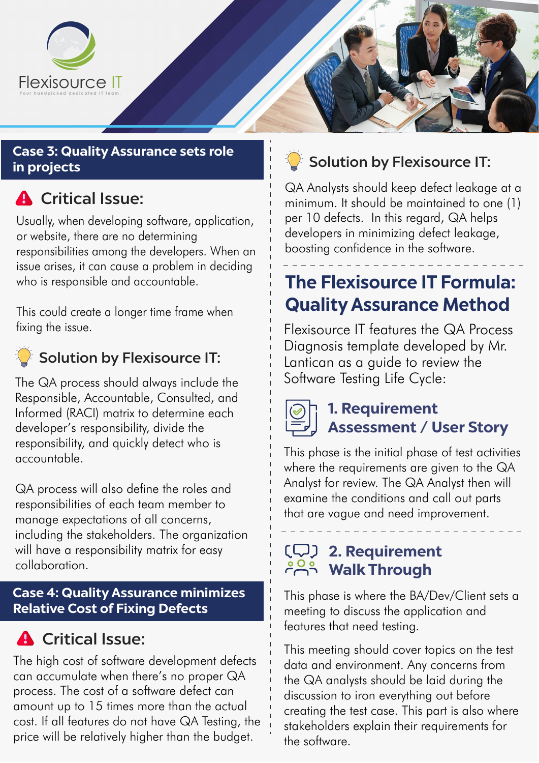Flexisource IT
Your handpicked dedicated IT team.

## Case 3: Quality Assurance sets role in projects

### Critical Issue:

Usually, when developing software, application, or website, there are no determining responsibilities among the developers. When an issue arises, it can cause a problem in deciding who is responsible and accountable.

This could create a longer time frame when fixing the issue.

### Solution by Flexisource IT:

The QA process should always include the Responsible, Accountable, Consulted, and Informed (RACI) matrix to determine each developer's responsibility, divide the responsibility, and quickly detect who is accountable.

QA process will also define the roles and responsibilities of each team member to manage expectations of all concerns, including the stakeholders. The organization will have a responsibility matrix for easy collaboration.

## Case 4: Quality Assurance minimizes Relative Cost of Fixing Defects

### Critical Issue:

The high cost of software development defects can accumulate when there's no proper QA process. The cost of a software defect can amount up to 15 times more than the actual cost. If all features do not have QA Testing, the price will be relatively higher than the budget.

### Solution by Flexisource IT:

QA Analysts should keep defect leakage at a minimum. It should be maintained to one (1) per 10 defects. In this regard, QA helps developers in minimizing defect leakage, boosting confidence in the software.

## The Flexisource IT Formula: Quality Assurance Method

Flexisource IT features the QA Process Diagnosis template developed by Mr. Lantican as a guide to review the Software Testing Life Cycle:

### 1. Requirement Assessment / User Story

This phase is the initial phase of test activities where the requirements are given to the QA Analyst for review. The QA Analyst then will examine the conditions and call out parts that are vague and need improvement.

### 2. Requirement Walk Through

This phase is where the BA/Dev/Client sets a meeting to discuss the application and features that need testing.

This meeting should cover topics on the test data and environment. Any concerns from the QA analysts should be laid during the discussion to iron everything out before creating the test case. This part is also where stakeholders explain their requirements for the software.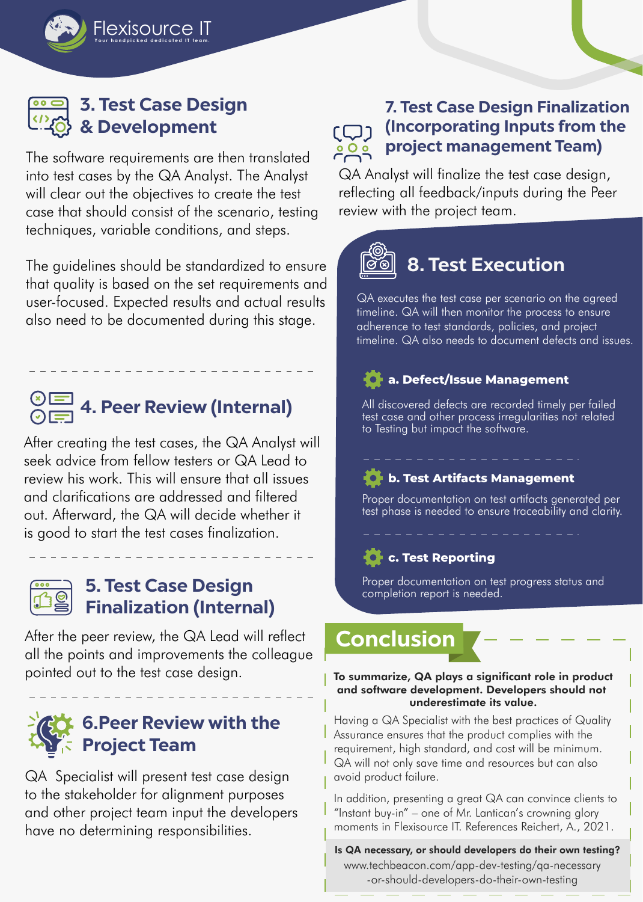## 3. Test Case Design & Development

The software requirements are then translated into test cases by the QA Analyst. The Analyst will clear out the objectives to create the test case that should consist of the scenario, testing techniques, variable conditions, and steps.

The guidelines should be standardized to ensure that quality is based on the set requirements and user-focused. Expected results and actual results also need to be documented during this stage.

## 4. Peer Review (Internal)

After creating the test cases, the QA Analyst will seek advice from fellow testers or QA Lead to review his work. This will ensure that all issues and clarifications are addressed and filtered out. Afterward, the QA will decide whether it is good to start the test cases finalization.

## 5. Test Case Design Finalization (Internal)

After the peer review, the QA Lead will reflect all the points and improvements the colleague pointed out to the test case design.

## 6.Peer Review with the Project Team

QA Specialist will present test case design to the stakeholder for alignment purposes and other project team input the developers have no determining responsibilities.

## 7. Test Case Design Finalization (Incorporating Inputs from the project management Team)

QA Analyst will finalize the test case design, reflecting all feedback/inputs during the Peer review with the project team.

## 8. Test Execution

QA executes the test case per scenario on the agreed timeline. QA will then monitor the process to ensure adherence to test standards, policies, and project timeline. QA also needs to document defects and issues.

### a. Defect/Issue Management

All discovered defects are recorded timely per failed test case and other process irregularities not related to Testing but impact the software.

### b. Test Artifacts Management

Proper documentation on test artifacts generated per test phase is needed to ensure traceability and clarity.

### c. Test Reporting

Proper documentation on test progress status and completion report is needed.

## Conclusion

**To summarize, QA plays a significant role in product and software development. Developers should not underestimate its value.**

Having a QA Specialist with the best practices of Quality Assurance ensures that the product complies with the requirement, high standard, and cost will be minimum. QA will not only save time and resources but can also avoid product failure.

In addition, presenting a great QA can convince clients to "Instant buy-in" – one of Mr. Lantican's crowning glory moments in Flexisource IT. References Reichert, A., 2021.

**Is QA necessary, or should developers do their own testing?**
www.techbeacon.com/app-dev-testing/qa-necessary-or-should-developers-do-their-own-testing